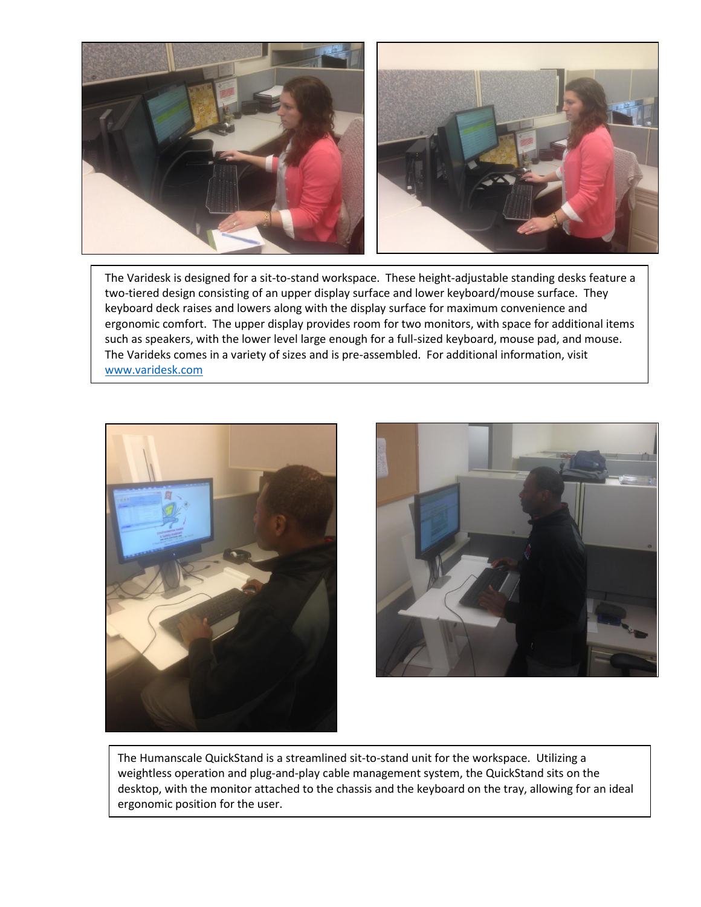The Varidesk is designed for a sit-to-stand workspace. These height-adjustable standing desks feature a two-tiered design consisting of an upper display surface and lower keyboard/mouse surface. They keyboard deck raises and lowers along with the display surface for maximum convenience and ergonomic comfort. The upper display provides room for two monitors, with space for additional items such as speakers, with the lower level large enough for a full-sized keyboard, mouse pad, and mouse. The Varideks comes in a variety of sizes and is pre-assembled. For additional information, visit www.varidesk.com

The Humanscale QuickStand is a streamlined sit-to-stand unit for the workspace. Utilizing a weightless operation and plug-and-play cable management system, the QuickStand sits on the desktop, with the monitor attached to the chassis and the keyboard on the tray, allowing for an ideal ergonomic position for the user.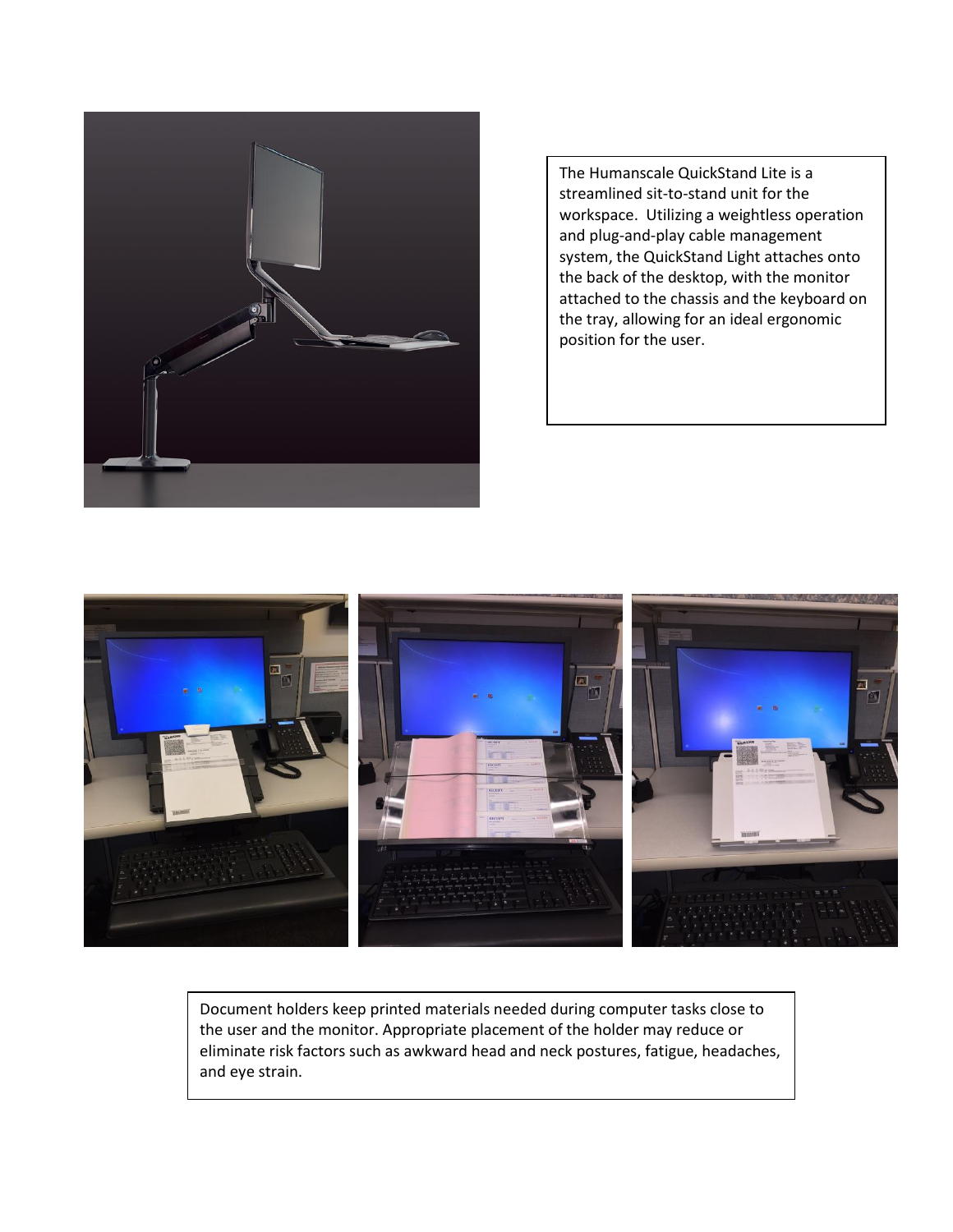The Humanscale QuickStand Lite is a streamlined sit-to-stand unit for the workspace. Utilizing a weightless operation and plug-and-play cable management system, the QuickStand Light attaches onto the back of the desktop, with the monitor attached to the chassis and the keyboard on the tray, allowing for an ideal ergonomic position for the user.

Document holders keep printed materials needed during computer tasks close to the user and the monitor. Appropriate placement of the holder may reduce or eliminate risk factors such as awkward head and neck postures, fatigue, headaches, and eye strain.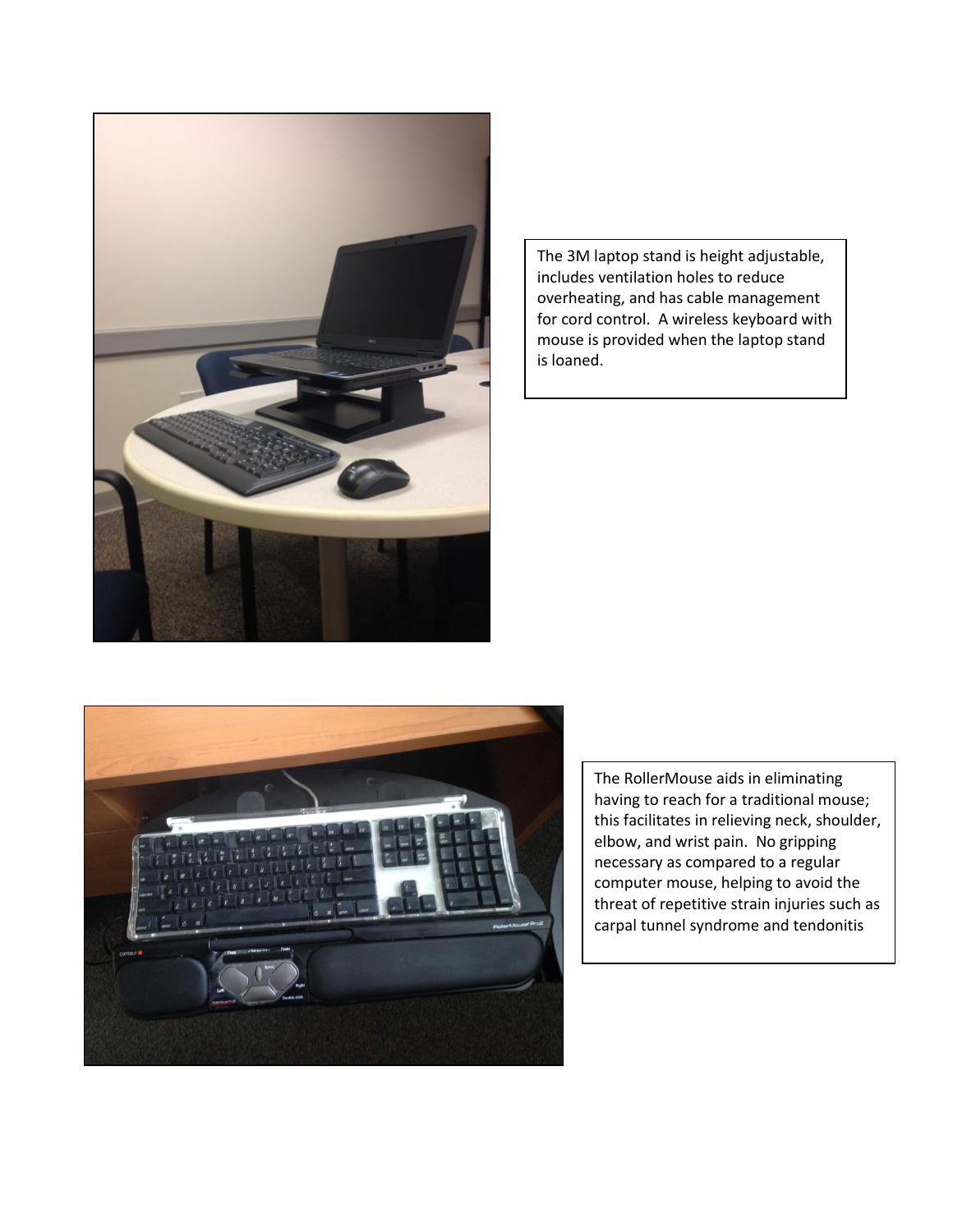The 3M laptop stand is height adjustable, includes ventilation holes to reduce overheating, and has cable management for cord control. A wireless keyboard with mouse is provided when the laptop stand is loaned.

The RollerMouse aids in eliminating having to reach for a traditional mouse; this facilitates in relieving neck, shoulder, elbow, and wrist pain. No gripping necessary as compared to a regular computer mouse, helping to avoid the threat of repetitive strain injuries such as carpal tunnel syndrome and tendonitis